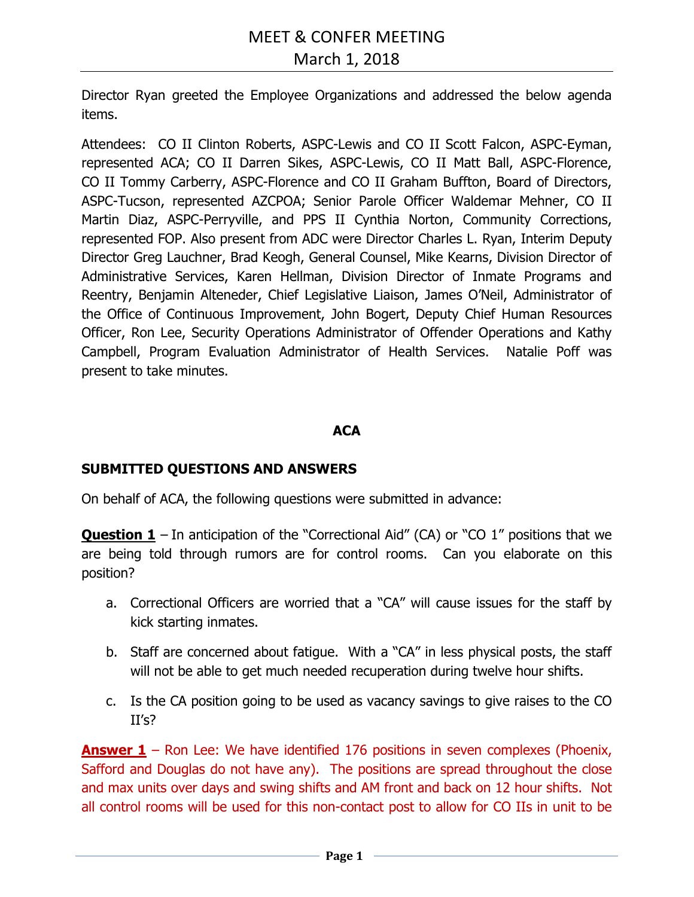# MEET & CONFER MEETING

## March 1, 2018

Director Ryan greeted the Employee Organizations and addressed the below agenda items.

Attendees: CO II Clinton Roberts, ASPC-Lewis and CO II Scott Falcon, ASPC-Eyman, represented ACA; CO II Darren Sikes, ASPC-Lewis, CO II Matt Ball, ASPC-Florence, CO II Tommy Carberry, ASPC-Florence and CO II Graham Buffton, Board of Directors, ASPC-Tucson, represented AZCPOA; Senior Parole Officer Waldemar Mehner, CO II Martin Diaz, ASPC-Perryville, and PPS II Cynthia Norton, Community Corrections, represented FOP. Also present from ADC were Director Charles L. Ryan, Interim Deputy Director Greg Lauchner, Brad Keogh, General Counsel, Mike Kearns, Division Director of Administrative Services, Karen Hellman, Division Director of Inmate Programs and Reentry, Benjamin Alteneder, Chief Legislative Liaison, James O'Neil, Administrator of the Office of Continuous Improvement, John Bogert, Deputy Chief Human Resources Officer, Ron Lee, Security Operations Administrator of Offender Operations and Kathy Campbell, Program Evaluation Administrator of Health Services. Natalie Poff was present to take minutes.

### ACA

### SUBMITTED QUESTIONS AND ANSWERS

On behalf of ACA, the following questions were submitted in advance:

**Question 1** – In anticipation of the "Correctional Aid" (CA) or "CO 1" positions that we are being told through rumors are for control rooms. Can you elaborate on this position?

a. Correctional Officers are worried that a "CA" will cause issues for the staff by kick starting inmates.

b. Staff are concerned about fatigue. With a "CA" in less physical posts, the staff will not be able to get much needed recuperation during twelve hour shifts.

c. Is the CA position going to be used as vacancy savings to give raises to the CO II's?

**Answer 1** – Ron Lee: We have identified 176 positions in seven complexes (Phoenix, Safford and Douglas do not have any). The positions are spread throughout the close and max units over days and swing shifts and AM front and back on 12 hour shifts. Not all control rooms will be used for this non-contact post to allow for CO IIs in unit to be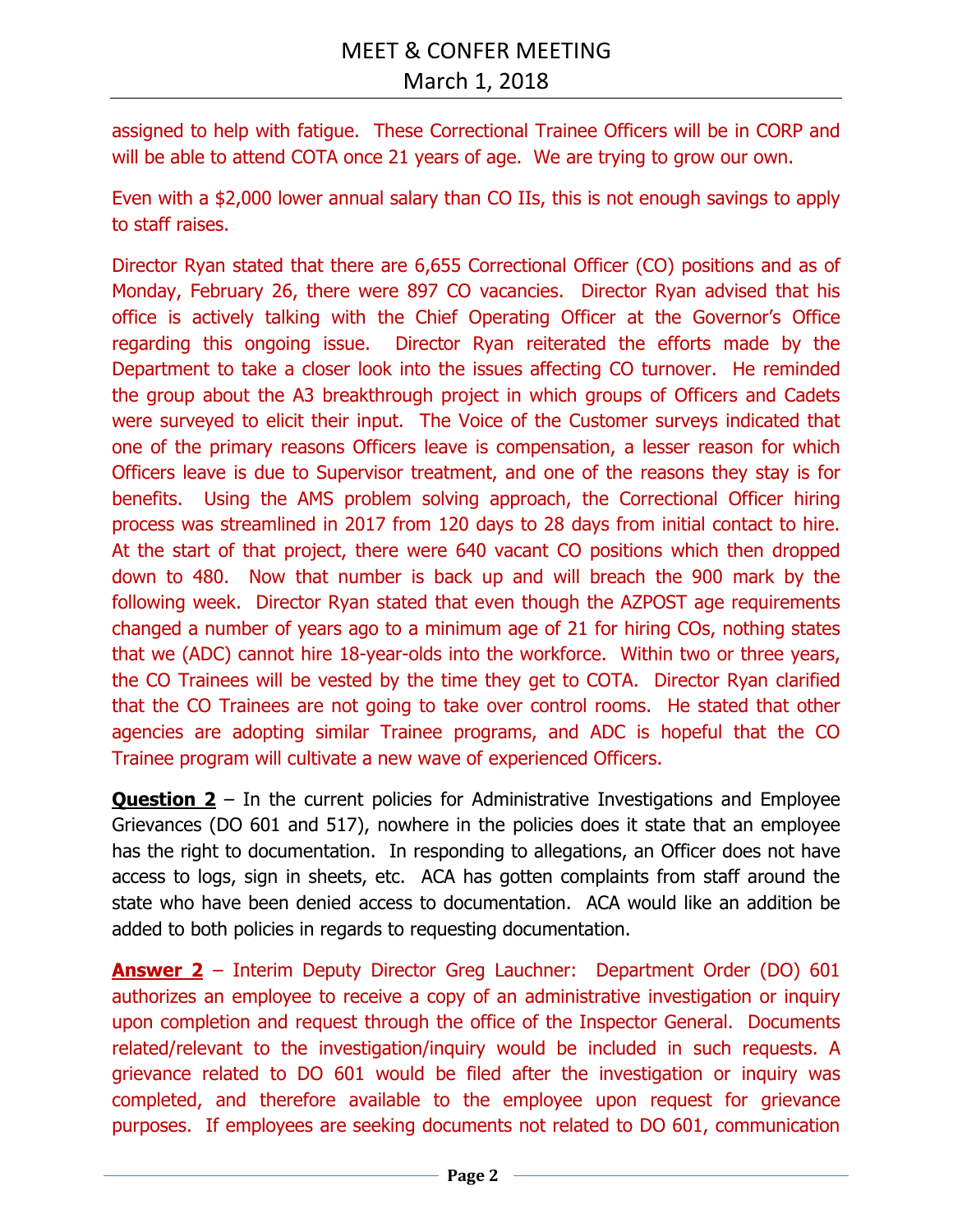assigned to help with fatigue. These Correctional Trainee Officers will be in CORP and will be able to attend COTA once 21 years of age. We are trying to grow our own.

Even with a $2,000 lower annual salary than CO IIs, this is not enough savings to apply to staff raises.

Director Ryan stated that there are 6,655 Correctional Officer (CO) positions and as of Monday, February 26, there were 897 CO vacancies. Director Ryan advised that his office is actively talking with the Chief Operating Officer at the Governor's Office regarding this ongoing issue. Director Ryan reiterated the efforts made by the Department to take a closer look into the issues affecting CO turnover. He reminded the group about the A3 breakthrough project in which groups of Officers and Cadets were surveyed to elicit their input. The Voice of the Customer surveys indicated that one of the primary reasons Officers leave is compensation, a lesser reason for which Officers leave is due to Supervisor treatment, and one of the reasons they stay is for benefits. Using the AMS problem solving approach, the Correctional Officer hiring process was streamlined in 2017 from 120 days to 28 days from initial contact to hire. At the start of that project, there were 640 vacant CO positions which then dropped down to 480. Now that number is back up and will breach the 900 mark by the following week. Director Ryan stated that even though the AZPOST age requirements changed a number of years ago to a minimum age of 21 for hiring COs, nothing states that we (ADC) cannot hire 18-year-olds into the workforce. Within two or three years, the CO Trainees will be vested by the time they get to COTA. Director Ryan clarified that the CO Trainees are not going to take over control rooms. He stated that other agencies are adopting similar Trainee programs, and ADC is hopeful that the CO Trainee program will cultivate a new wave of experienced Officers.

**Question 2** – In the current policies for Administrative Investigations and Employee Grievances (DO 601 and 517), nowhere in the policies does it state that an employee has the right to documentation. In responding to allegations, an Officer does not have access to logs, sign in sheets, etc. ACA has gotten complaints from staff around the state who have been denied access to documentation. ACA would like an addition be added to both policies in regards to requesting documentation.

**Answer 2** – Interim Deputy Director Greg Lauchner: Department Order (DO) 601 authorizes an employee to receive a copy of an administrative investigation or inquiry upon completion and request through the office of the Inspector General. Documents related/relevant to the investigation/inquiry would be included in such requests. A grievance related to DO 601 would be filed after the investigation or inquiry was completed, and therefore available to the employee upon request for grievance purposes. If employees are seeking documents not related to DO 601, communication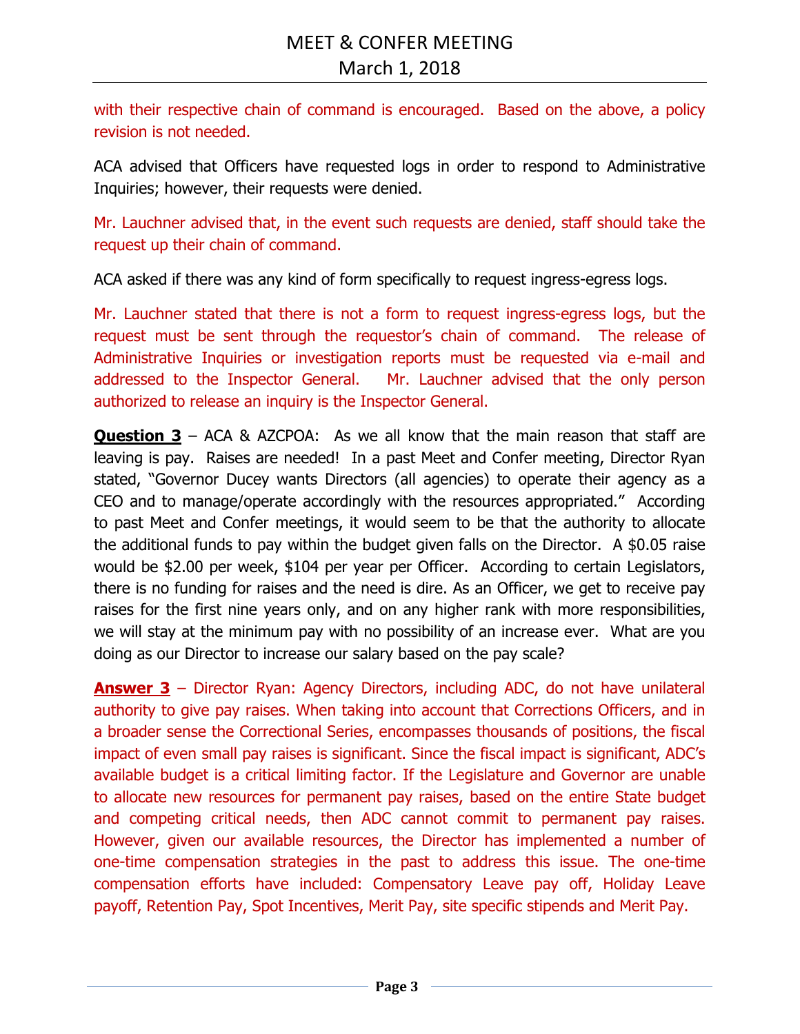with their respective chain of command is encouraged. Based on the above, a policy revision is not needed.

ACA advised that Officers have requested logs in order to respond to Administrative Inquiries; however, their requests were denied.

Mr. Lauchner advised that, in the event such requests are denied, staff should take the request up their chain of command.

ACA asked if there was any kind of form specifically to request ingress-egress logs.

Mr. Lauchner stated that there is not a form to request ingress-egress logs, but the request must be sent through the requestor's chain of command. The release of Administrative Inquiries or investigation reports must be requested via e-mail and addressed to the Inspector General. Mr. Lauchner advised that the only person authorized to release an inquiry is the Inspector General.

**Question 3** – ACA & AZCPOA: As we all know that the main reason that staff are leaving is pay. Raises are needed! In a past Meet and Confer meeting, Director Ryan stated, "Governor Ducey wants Directors (all agencies) to operate their agency as a CEO and to manage/operate accordingly with the resources appropriated." According to past Meet and Confer meetings, it would seem to be that the authority to allocate the additional funds to pay within the budget given falls on the Director. A $0.05 raise would be $2.00 per week, $104 per year per Officer. According to certain Legislators, there is no funding for raises and the need is dire. As an Officer, we get to receive pay raises for the first nine years only, and on any higher rank with more responsibilities, we will stay at the minimum pay with no possibility of an increase ever. What are you doing as our Director to increase our salary based on the pay scale?

**Answer 3** – Director Ryan: Agency Directors, including ADC, do not have unilateral authority to give pay raises. When taking into account that Corrections Officers, and in a broader sense the Correctional Series, encompasses thousands of positions, the fiscal impact of even small pay raises is significant. Since the fiscal impact is significant, ADC's available budget is a critical limiting factor. If the Legislature and Governor are unable to allocate new resources for permanent pay raises, based on the entire State budget and competing critical needs, then ADC cannot commit to permanent pay raises. However, given our available resources, the Director has implemented a number of one-time compensation strategies in the past to address this issue. The one-time compensation efforts have included: Compensatory Leave pay off, Holiday Leave payoff, Retention Pay, Spot Incentives, Merit Pay, site specific stipends and Merit Pay.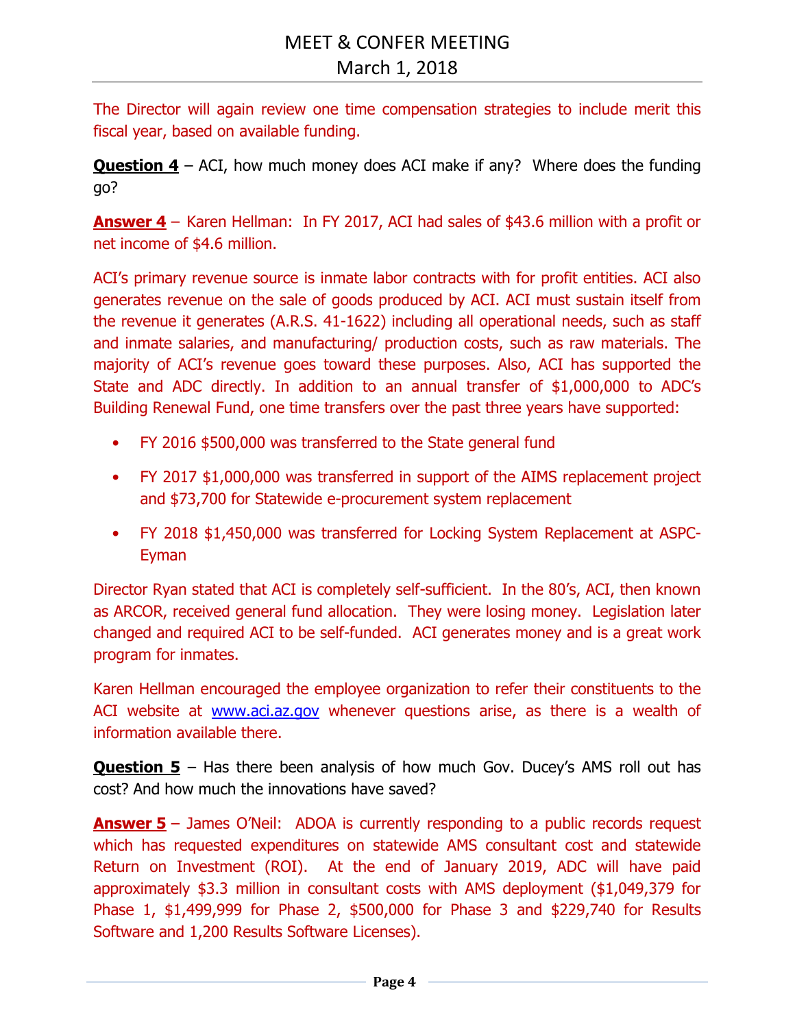The Director will again review one time compensation strategies to include merit this fiscal year, based on available funding.

**Question 4** – ACI, how much money does ACI make if any? Where does the funding go?

**Answer 4** – Karen Hellman: In FY 2017, ACI had sales of $43.6 million with a profit or net income of $4.6 million.

ACI's primary revenue source is inmate labor contracts with for profit entities. ACI also generates revenue on the sale of goods produced by ACI. ACI must sustain itself from the revenue it generates (A.R.S. 41-1622) including all operational needs, such as staff and inmate salaries, and manufacturing/ production costs, such as raw materials. The majority of ACI's revenue goes toward these purposes. Also, ACI has supported the State and ADC directly. In addition to an annual transfer of $1,000,000 to ADC's Building Renewal Fund, one time transfers over the past three years have supported:

- FY 2016 $500,000 was transferred to the State general fund
- FY 2017 $1,000,000 was transferred in support of the AIMS replacement project and $73,700 for Statewide e-procurement system replacement
- FY 2018 $1,450,000 was transferred for Locking System Replacement at ASPC-Eyman

Director Ryan stated that ACI is completely self-sufficient. In the 80's, ACI, then known as ARCOR, received general fund allocation. They were losing money. Legislation later changed and required ACI to be self-funded. ACI generates money and is a great work program for inmates.

Karen Hellman encouraged the employee organization to refer their constituents to the ACI website at www.aci.az.gov whenever questions arise, as there is a wealth of information available there.

**Question 5** – Has there been analysis of how much Gov. Ducey's AMS roll out has cost? And how much the innovations have saved?

**Answer 5** – James O'Neil: ADOA is currently responding to a public records request which has requested expenditures on statewide AMS consultant cost and statewide Return on Investment (ROI). At the end of January 2019, ADC will have paid approximately $3.3 million in consultant costs with AMS deployment ($1,049,379 for Phase 1, $1,499,999 for Phase 2, $500,000 for Phase 3 and $229,740 for Results Software and 1,200 Results Software Licenses).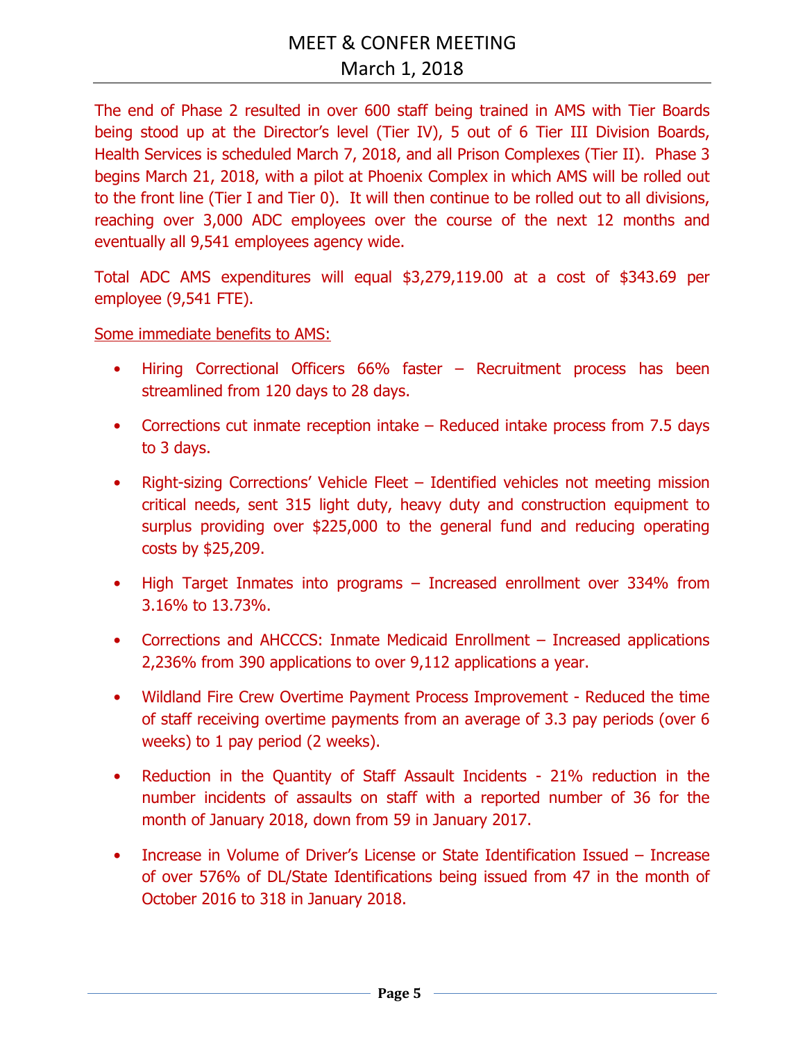The end of Phase 2 resulted in over 600 staff being trained in AMS with Tier Boards being stood up at the Director's level (Tier IV), 5 out of 6 Tier III Division Boards, Health Services is scheduled March 7, 2018, and all Prison Complexes (Tier II). Phase 3 begins March 21, 2018, with a pilot at Phoenix Complex in which AMS will be rolled out to the front line (Tier I and Tier 0). It will then continue to be rolled out to all divisions, reaching over 3,000 ADC employees over the course of the next 12 months and eventually all 9,541 employees agency wide.

Total ADC AMS expenditures will equal $3,279,119.00 at a cost of $343.69 per employee (9,541 FTE).

Some immediate benefits to AMS:

- Hiring Correctional Officers 66% faster – Recruitment process has been streamlined from 120 days to 28 days.
- Corrections cut inmate reception intake – Reduced intake process from 7.5 days to 3 days.
- Right-sizing Corrections' Vehicle Fleet – Identified vehicles not meeting mission critical needs, sent 315 light duty, heavy duty and construction equipment to surplus providing over $225,000 to the general fund and reducing operating costs by $25,209.
- High Target Inmates into programs – Increased enrollment over 334% from 3.16% to 13.73%.
- Corrections and AHCCCS: Inmate Medicaid Enrollment – Increased applications 2,236% from 390 applications to over 9,112 applications a year.
- Wildland Fire Crew Overtime Payment Process Improvement - Reduced the time of staff receiving overtime payments from an average of 3.3 pay periods (over 6 weeks) to 1 pay period (2 weeks).
- Reduction in the Quantity of Staff Assault Incidents - 21% reduction in the number incidents of assaults on staff with a reported number of 36 for the month of January 2018, down from 59 in January 2017.
- Increase in Volume of Driver's License or State Identification Issued – Increase of over 576% of DL/State Identifications being issued from 47 in the month of October 2016 to 318 in January 2018.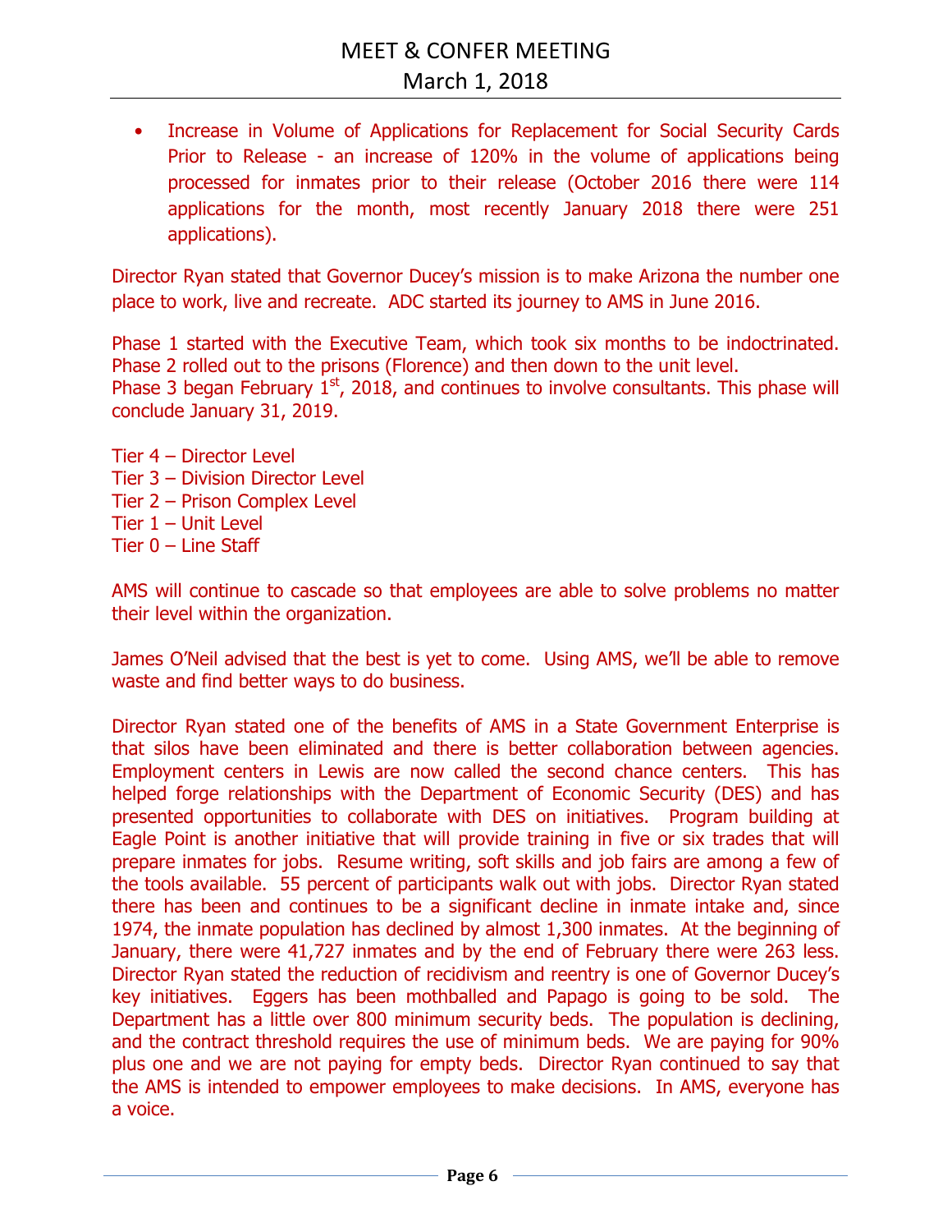- Increase in Volume of Applications for Replacement for Social Security Cards Prior to Release - an increase of 120% in the volume of applications being processed for inmates prior to their release (October 2016 there were 114 applications for the month, most recently January 2018 there were 251 applications).

Director Ryan stated that Governor Ducey's mission is to make Arizona the number one place to work, live and recreate. ADC started its journey to AMS in June 2016.

Phase 1 started with the Executive Team, which took six months to be indoctrinated.
Phase 2 rolled out to the prisons (Florence) and then down to the unit level.
Phase 3 began February 1st, 2018, and continues to involve consultants. This phase will conclude January 31, 2019.

Tier 4 – Director Level
Tier 3 – Division Director Level
Tier 2 – Prison Complex Level
Tier 1 – Unit Level
Tier 0 – Line Staff

AMS will continue to cascade so that employees are able to solve problems no matter their level within the organization.

James O'Neil advised that the best is yet to come. Using AMS, we'll be able to remove waste and find better ways to do business.

Director Ryan stated one of the benefits of AMS in a State Government Enterprise is that silos have been eliminated and there is better collaboration between agencies. Employment centers in Lewis are now called the second chance centers. This has helped forge relationships with the Department of Economic Security (DES) and has presented opportunities to collaborate with DES on initiatives. Program building at Eagle Point is another initiative that will provide training in five or six trades that will prepare inmates for jobs. Resume writing, soft skills and job fairs are among a few of the tools available. 55 percent of participants walk out with jobs. Director Ryan stated there has been and continues to be a significant decline in inmate intake and, since 1974, the inmate population has declined by almost 1,300 inmates. At the beginning of January, there were 41,727 inmates and by the end of February there were 263 less. Director Ryan stated the reduction of recidivism and reentry is one of Governor Ducey's key initiatives. Eggers has been mothballed and Papago is going to be sold. The Department has a little over 800 minimum security beds. The population is declining, and the contract threshold requires the use of minimum beds. We are paying for 90% plus one and we are not paying for empty beds. Director Ryan continued to say that the AMS is intended to empower employees to make decisions. In AMS, everyone has a voice.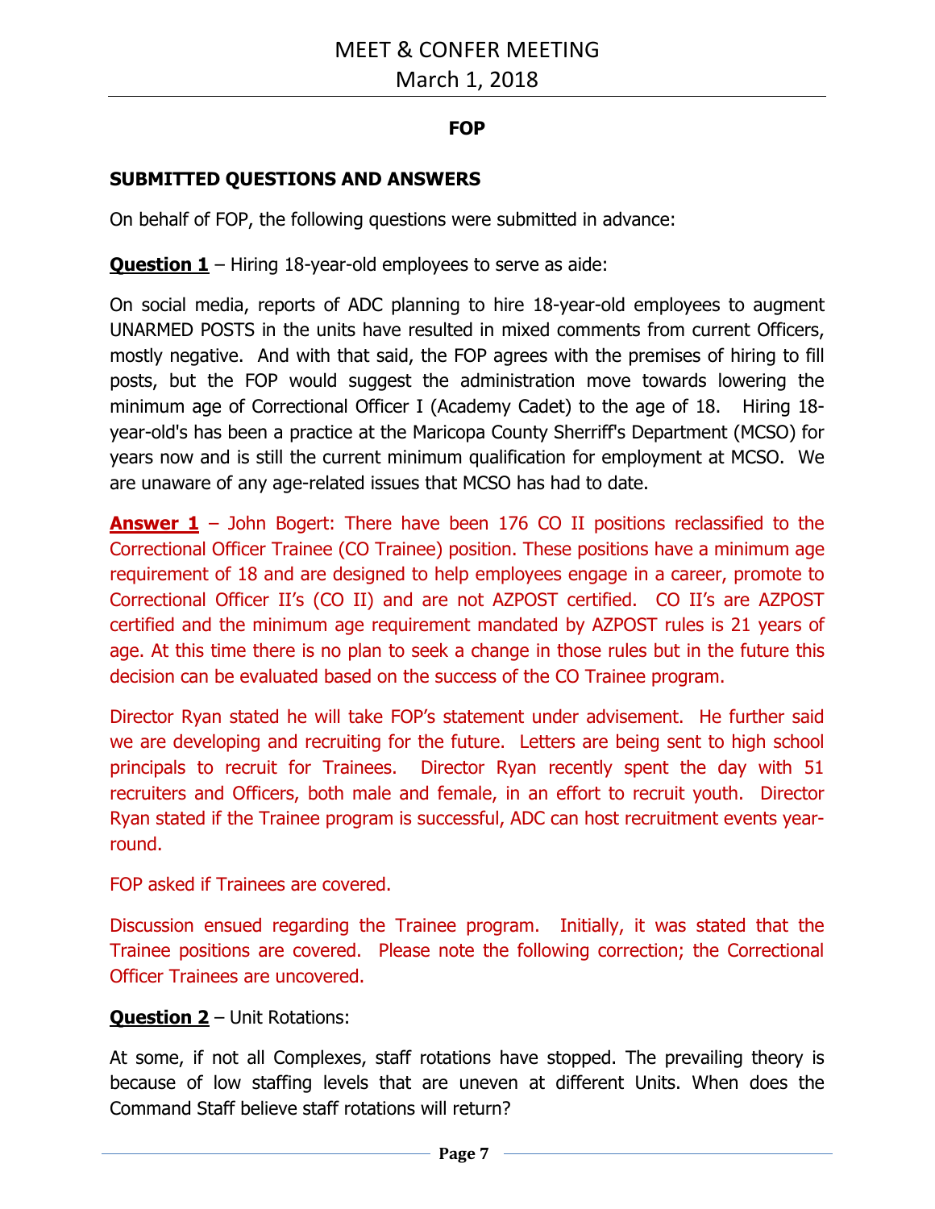### FOP

### SUBMITTED QUESTIONS AND ANSWERS

On behalf of FOP, the following questions were submitted in advance:

**Question 1** – Hiring 18-year-old employees to serve as aide:

On social media, reports of ADC planning to hire 18-year-old employees to augment UNARMED POSTS in the units have resulted in mixed comments from current Officers, mostly negative. And with that said, the FOP agrees with the premises of hiring to fill posts, but the FOP would suggest the administration move towards lowering the minimum age of Correctional Officer I (Academy Cadet) to the age of 18. Hiring 18-year-old's has been a practice at the Maricopa County Sherriff's Department (MCSO) for years now and is still the current minimum qualification for employment at MCSO. We are unaware of any age-related issues that MCSO has had to date.

**Answer 1** – John Bogert: There have been 176 CO II positions reclassified to the Correctional Officer Trainee (CO Trainee) position. These positions have a minimum age requirement of 18 and are designed to help employees engage in a career, promote to Correctional Officer II's (CO II) and are not AZPOST certified. CO II's are AZPOST certified and the minimum age requirement mandated by AZPOST rules is 21 years of age. At this time there is no plan to seek a change in those rules but in the future this decision can be evaluated based on the success of the CO Trainee program.

Director Ryan stated he will take FOP's statement under advisement. He further said we are developing and recruiting for the future. Letters are being sent to high school principals to recruit for Trainees. Director Ryan recently spent the day with 51 recruiters and Officers, both male and female, in an effort to recruit youth. Director Ryan stated if the Trainee program is successful, ADC can host recruitment events year-round.

FOP asked if Trainees are covered.

Discussion ensued regarding the Trainee program. Initially, it was stated that the Trainee positions are covered. Please note the following correction; the Correctional Officer Trainees are uncovered.

**Question 2** – Unit Rotations:

At some, if not all Complexes, staff rotations have stopped. The prevailing theory is because of low staffing levels that are uneven at different Units. When does the Command Staff believe staff rotations will return?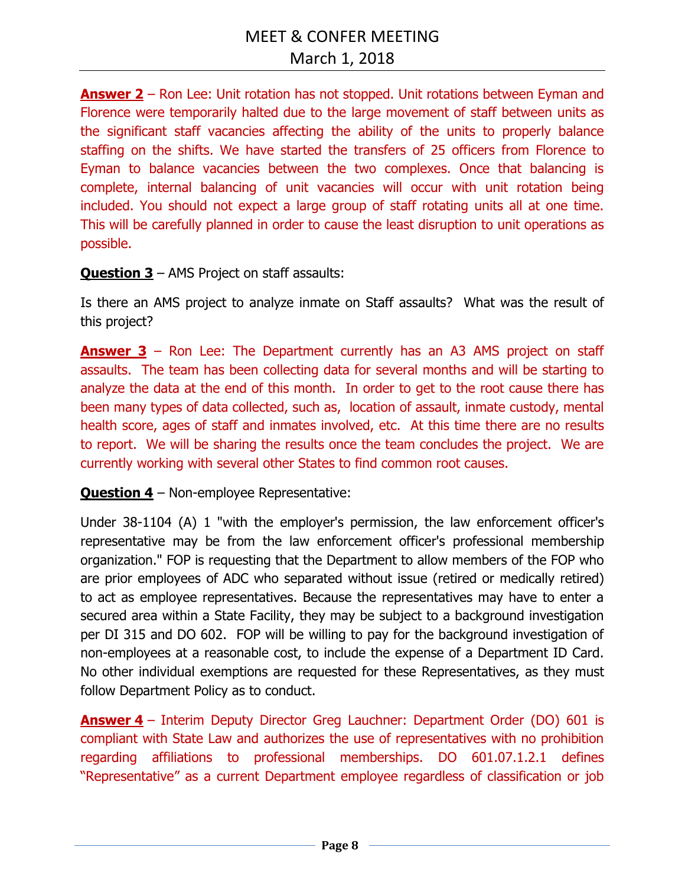**Answer 2** – Ron Lee: Unit rotation has not stopped. Unit rotations between Eyman and Florence were temporarily halted due to the large movement of staff between units as the significant staff vacancies affecting the ability of the units to properly balance staffing on the shifts. We have started the transfers of 25 officers from Florence to Eyman to balance vacancies between the two complexes. Once that balancing is complete, internal balancing of unit vacancies will occur with unit rotation being included. You should not expect a large group of staff rotating units all at one time. This will be carefully planned in order to cause the least disruption to unit operations as possible.

**Question 3** – AMS Project on staff assaults:

Is there an AMS project to analyze inmate on Staff assaults? What was the result of this project?

**Answer 3** – Ron Lee: The Department currently has an A3 AMS project on staff assaults. The team has been collecting data for several months and will be starting to analyze the data at the end of this month. In order to get to the root cause there has been many types of data collected, such as, location of assault, inmate custody, mental health score, ages of staff and inmates involved, etc. At this time there are no results to report. We will be sharing the results once the team concludes the project. We are currently working with several other States to find common root causes.

**Question 4** – Non-employee Representative:

Under 38-1104 (A) 1 "with the employer's permission, the law enforcement officer's representative may be from the law enforcement officer's professional membership organization." FOP is requesting that the Department to allow members of the FOP who are prior employees of ADC who separated without issue (retired or medically retired) to act as employee representatives. Because the representatives may have to enter a secured area within a State Facility, they may be subject to a background investigation per DI 315 and DO 602. FOP will be willing to pay for the background investigation of non-employees at a reasonable cost, to include the expense of a Department ID Card. No other individual exemptions are requested for these Representatives, as they must follow Department Policy as to conduct.

**Answer 4** – Interim Deputy Director Greg Lauchner: Department Order (DO) 601 is compliant with State Law and authorizes the use of representatives with no prohibition regarding affiliations to professional memberships. DO 601.07.1.2.1 defines "Representative" as a current Department employee regardless of classification or job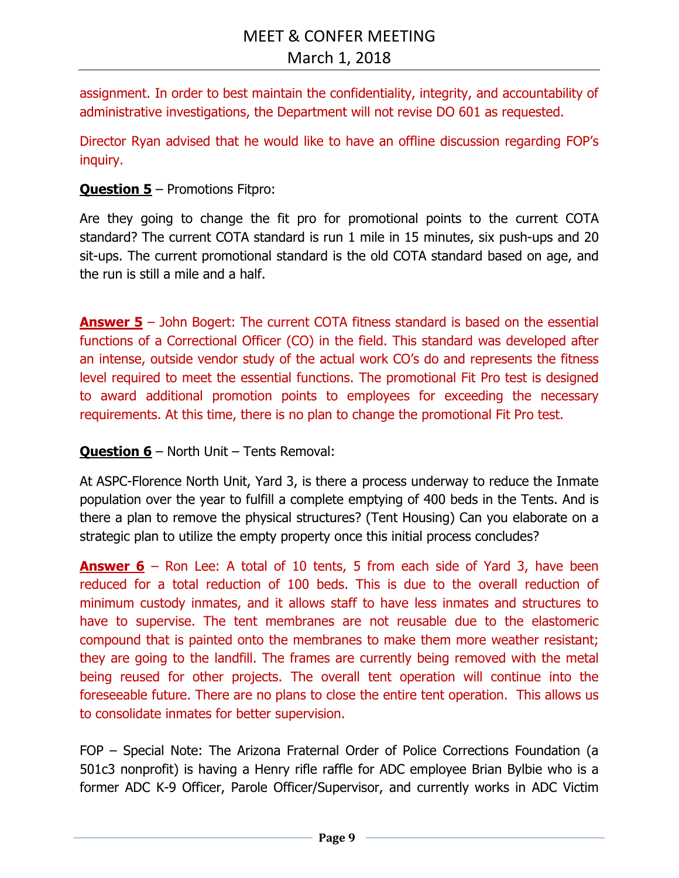assignment. In order to best maintain the confidentiality, integrity, and accountability of administrative investigations, the Department will not revise DO 601 as requested.

Director Ryan advised that he would like to have an offline discussion regarding FOP's inquiry.

**Question 5** – Promotions Fitpro:

Are they going to change the fit pro for promotional points to the current COTA standard? The current COTA standard is run 1 mile in 15 minutes, six push-ups and 20 sit-ups. The current promotional standard is the old COTA standard based on age, and the run is still a mile and a half.

**Answer 5** – John Bogert: The current COTA fitness standard is based on the essential functions of a Correctional Officer (CO) in the field. This standard was developed after an intense, outside vendor study of the actual work CO's do and represents the fitness level required to meet the essential functions. The promotional Fit Pro test is designed to award additional promotion points to employees for exceeding the necessary requirements. At this time, there is no plan to change the promotional Fit Pro test.

**Question 6** – North Unit – Tents Removal:

At ASPC-Florence North Unit, Yard 3, is there a process underway to reduce the Inmate population over the year to fulfill a complete emptying of 400 beds in the Tents. And is there a plan to remove the physical structures? (Tent Housing) Can you elaborate on a strategic plan to utilize the empty property once this initial process concludes?

**Answer 6** – Ron Lee: A total of 10 tents, 5 from each side of Yard 3, have been reduced for a total reduction of 100 beds. This is due to the overall reduction of minimum custody inmates, and it allows staff to have less inmates and structures to have to supervise. The tent membranes are not reusable due to the elastomeric compound that is painted onto the membranes to make them more weather resistant; they are going to the landfill. The frames are currently being removed with the metal being reused for other projects. The overall tent operation will continue into the foreseeable future. There are no plans to close the entire tent operation. This allows us to consolidate inmates for better supervision.

FOP – Special Note: The Arizona Fraternal Order of Police Corrections Foundation (a 501c3 nonprofit) is having a Henry rifle raffle for ADC employee Brian Bylbie who is a former ADC K-9 Officer, Parole Officer/Supervisor, and currently works in ADC Victim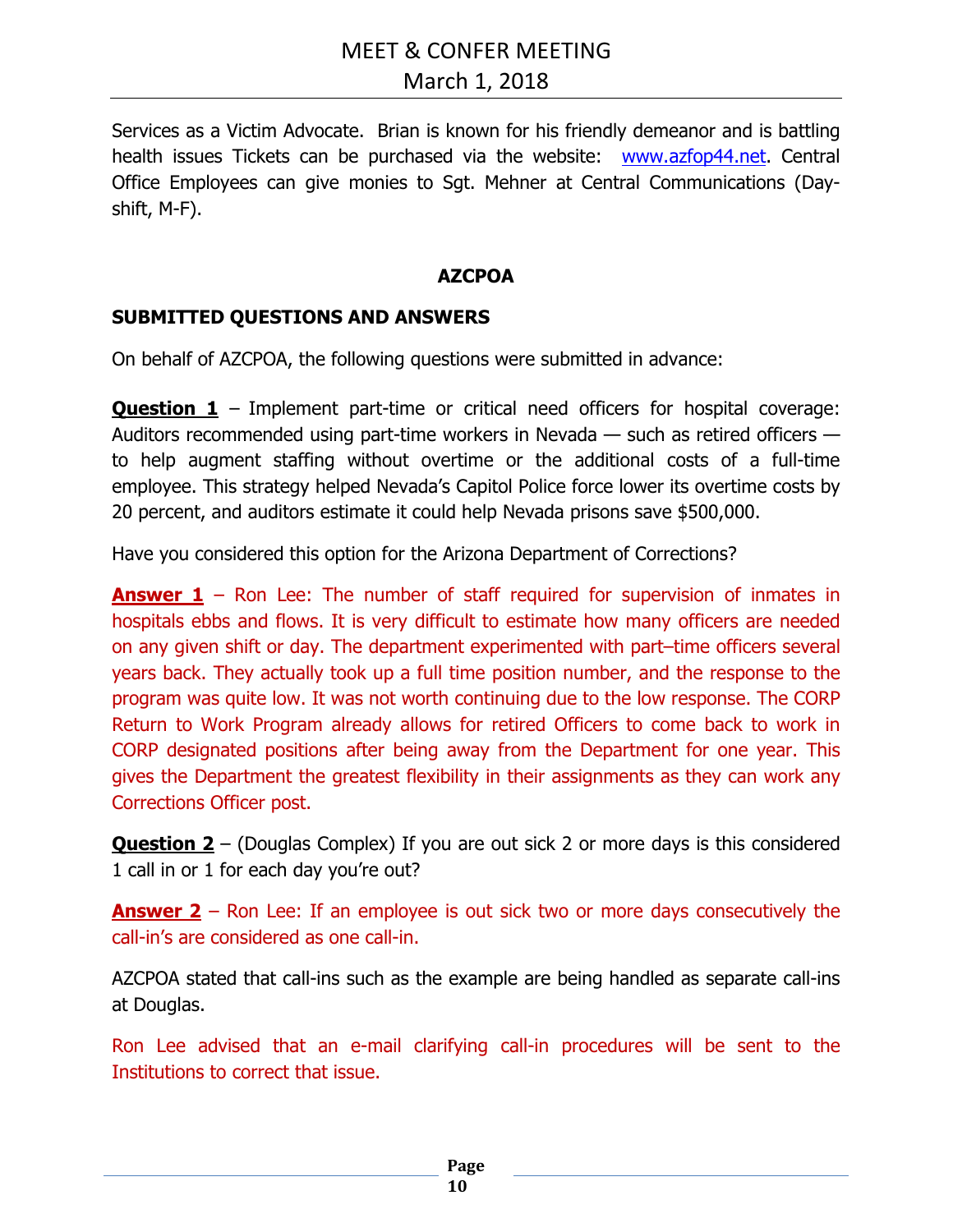Services as a Victim Advocate. Brian is known for his friendly demeanor and is battling health issues Tickets can be purchased via the website: [www.azfop44.net](http://www.azfop44.net). Central Office Employees can give monies to Sgt. Mehner at Central Communications (Day-shift, M-F).

## AZCPOA

### SUBMITTED QUESTIONS AND ANSWERS

On behalf of AZCPOA, the following questions were submitted in advance:

**Question 1** – Implement part-time or critical need officers for hospital coverage: Auditors recommended using part-time workers in Nevada — such as retired officers — to help augment staffing without overtime or the additional costs of a full-time employee. This strategy helped Nevada's Capitol Police force lower its overtime costs by 20 percent, and auditors estimate it could help Nevada prisons save $500,000.

Have you considered this option for the Arizona Department of Corrections?

**Answer 1** – Ron Lee: The number of staff required for supervision of inmates in hospitals ebbs and flows. It is very difficult to estimate how many officers are needed on any given shift or day. The department experimented with part–time officers several years back. They actually took up a full time position number, and the response to the program was quite low. It was not worth continuing due to the low response. The CORP Return to Work Program already allows for retired Officers to come back to work in CORP designated positions after being away from the Department for one year. This gives the Department the greatest flexibility in their assignments as they can work any Corrections Officer post.

**Question 2** – (Douglas Complex) If you are out sick 2 or more days is this considered 1 call in or 1 for each day you're out?

**Answer 2** – Ron Lee: If an employee is out sick two or more days consecutively the call-in's are considered as one call-in.

AZCPOA stated that call-ins such as the example are being handled as separate call-ins at Douglas.

Ron Lee advised that an e-mail clarifying call-in procedures will be sent to the Institutions to correct that issue.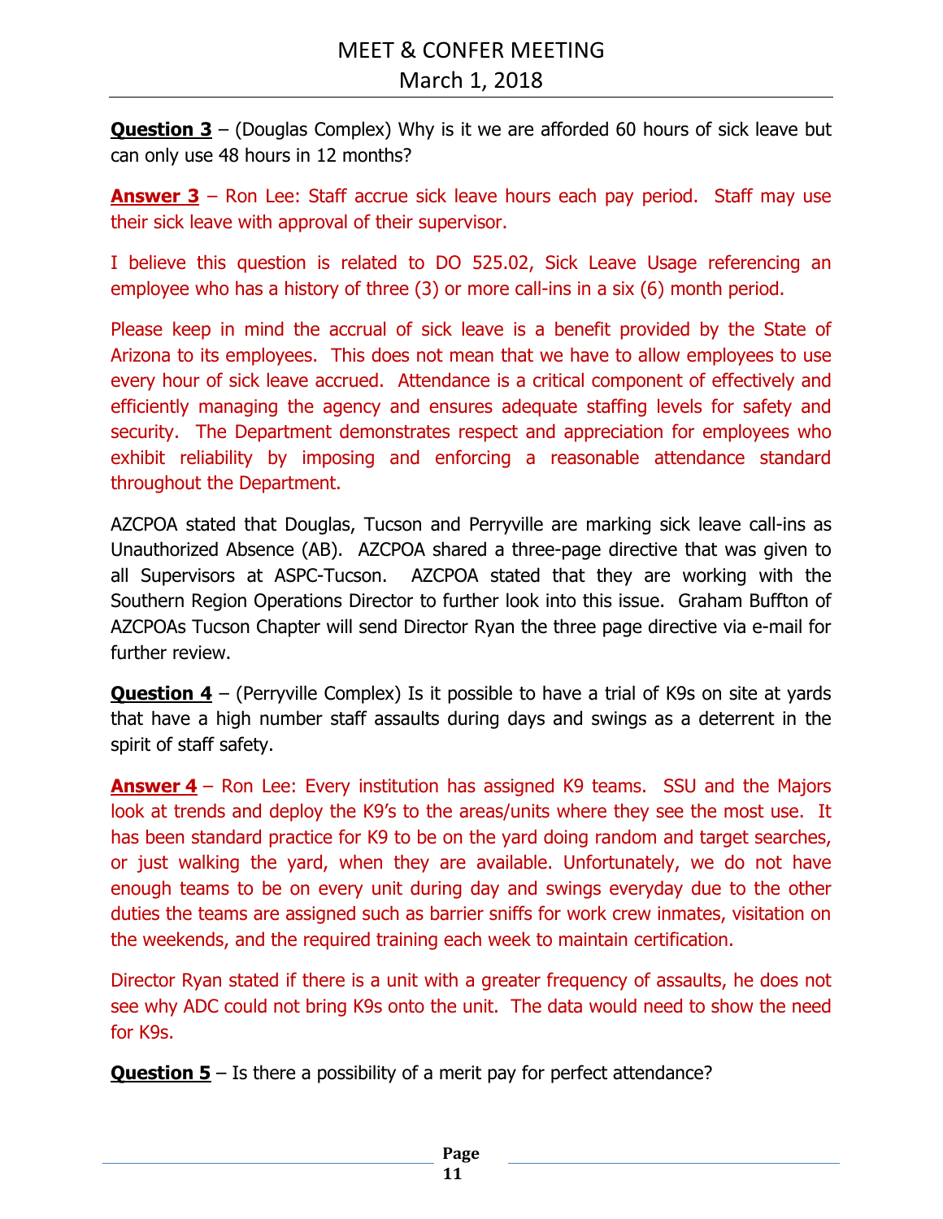**Question 3** – (Douglas Complex) Why is it we are afforded 60 hours of sick leave but can only use 48 hours in 12 months?

**Answer 3** – Ron Lee: Staff accrue sick leave hours each pay period. Staff may use their sick leave with approval of their supervisor.

I believe this question is related to DO 525.02, Sick Leave Usage referencing an employee who has a history of three (3) or more call-ins in a six (6) month period.

Please keep in mind the accrual of sick leave is a benefit provided by the State of Arizona to its employees. This does not mean that we have to allow employees to use every hour of sick leave accrued. Attendance is a critical component of effectively and efficiently managing the agency and ensures adequate staffing levels for safety and security. The Department demonstrates respect and appreciation for employees who exhibit reliability by imposing and enforcing a reasonable attendance standard throughout the Department.

AZCPOA stated that Douglas, Tucson and Perryville are marking sick leave call-ins as Unauthorized Absence (AB). AZCPOA shared a three-page directive that was given to all Supervisors at ASPC-Tucson. AZCPOA stated that they are working with the Southern Region Operations Director to further look into this issue. Graham Buffton of AZCPOAs Tucson Chapter will send Director Ryan the three page directive via e-mail for further review.

**Question 4** – (Perryville Complex) Is it possible to have a trial of K9s on site at yards that have a high number staff assaults during days and swings as a deterrent in the spirit of staff safety.

**Answer 4** – Ron Lee: Every institution has assigned K9 teams. SSU and the Majors look at trends and deploy the K9's to the areas/units where they see the most use. It has been standard practice for K9 to be on the yard doing random and target searches, or just walking the yard, when they are available. Unfortunately, we do not have enough teams to be on every unit during day and swings everyday due to the other duties the teams are assigned such as barrier sniffs for work crew inmates, visitation on the weekends, and the required training each week to maintain certification.

Director Ryan stated if there is a unit with a greater frequency of assaults, he does not see why ADC could not bring K9s onto the unit. The data would need to show the need for K9s.

**Question 5** – Is there a possibility of a merit pay for perfect attendance?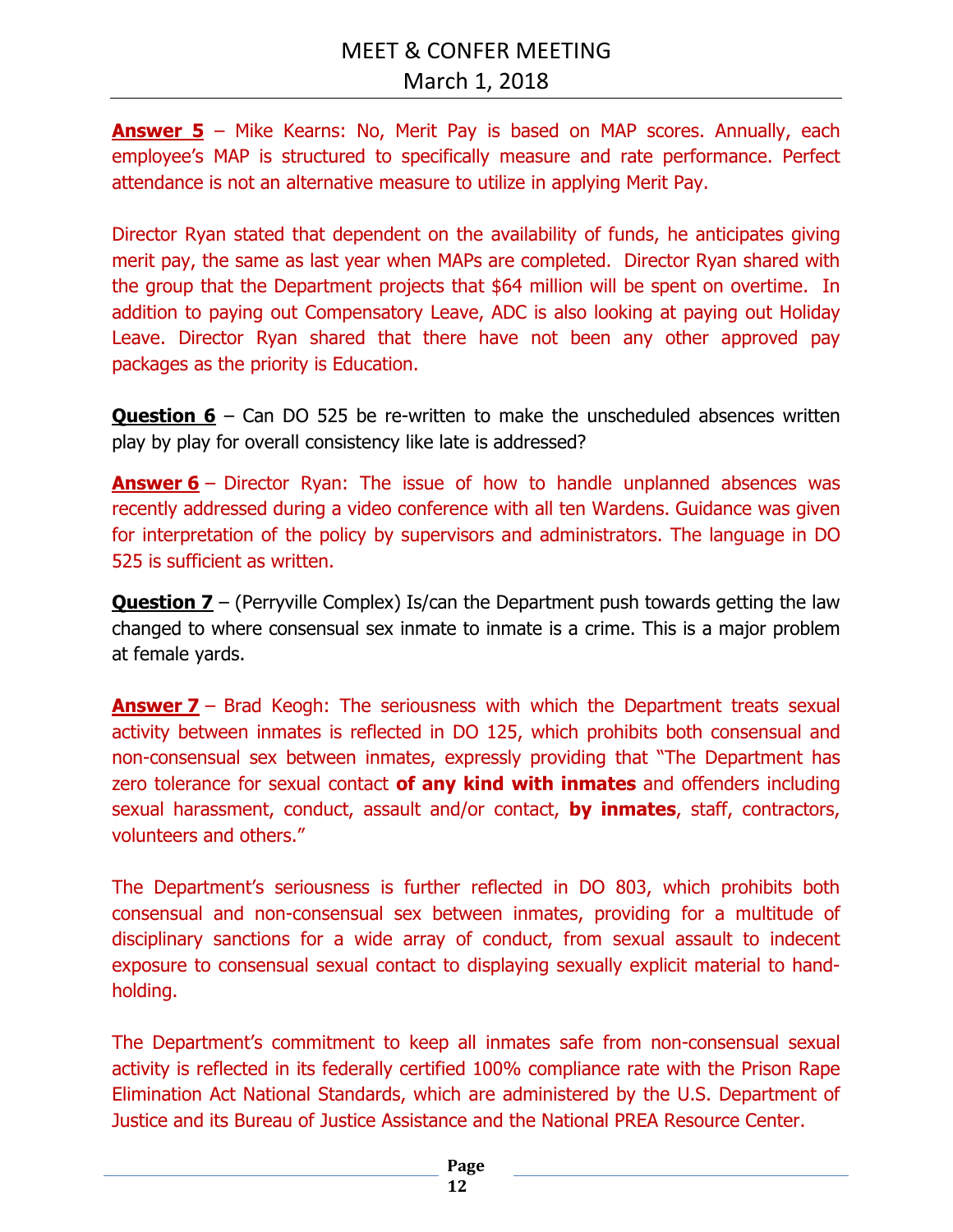**Answer 5** – Mike Kearns: No, Merit Pay is based on MAP scores. Annually, each employee's MAP is structured to specifically measure and rate performance. Perfect attendance is not an alternative measure to utilize in applying Merit Pay.

Director Ryan stated that dependent on the availability of funds, he anticipates giving merit pay, the same as last year when MAPs are completed. Director Ryan shared with the group that the Department projects that $64 million will be spent on overtime. In addition to paying out Compensatory Leave, ADC is also looking at paying out Holiday Leave. Director Ryan shared that there have not been any other approved pay packages as the priority is Education.

**Question 6** – Can DO 525 be re-written to make the unscheduled absences written play by play for overall consistency like late is addressed?

**Answer 6** – Director Ryan: The issue of how to handle unplanned absences was recently addressed during a video conference with all ten Wardens. Guidance was given for interpretation of the policy by supervisors and administrators. The language in DO 525 is sufficient as written.

**Question 7** – (Perryville Complex) Is/can the Department push towards getting the law changed to where consensual sex inmate to inmate is a crime. This is a major problem at female yards.

**Answer 7** – Brad Keogh: The seriousness with which the Department treats sexual activity between inmates is reflected in DO 125, which prohibits both consensual and non-consensual sex between inmates, expressly providing that "The Department has zero tolerance for sexual contact **of any kind with inmates** and offenders including sexual harassment, conduct, assault and/or contact, **by inmates**, staff, contractors, volunteers and others."

The Department's seriousness is further reflected in DO 803, which prohibits both consensual and non-consensual sex between inmates, providing for a multitude of disciplinary sanctions for a wide array of conduct, from sexual assault to indecent exposure to consensual sexual contact to displaying sexually explicit material to hand-holding.

The Department's commitment to keep all inmates safe from non-consensual sexual activity is reflected in its federally certified 100% compliance rate with the Prison Rape Elimination Act National Standards, which are administered by the U.S. Department of Justice and its Bureau of Justice Assistance and the National PREA Resource Center.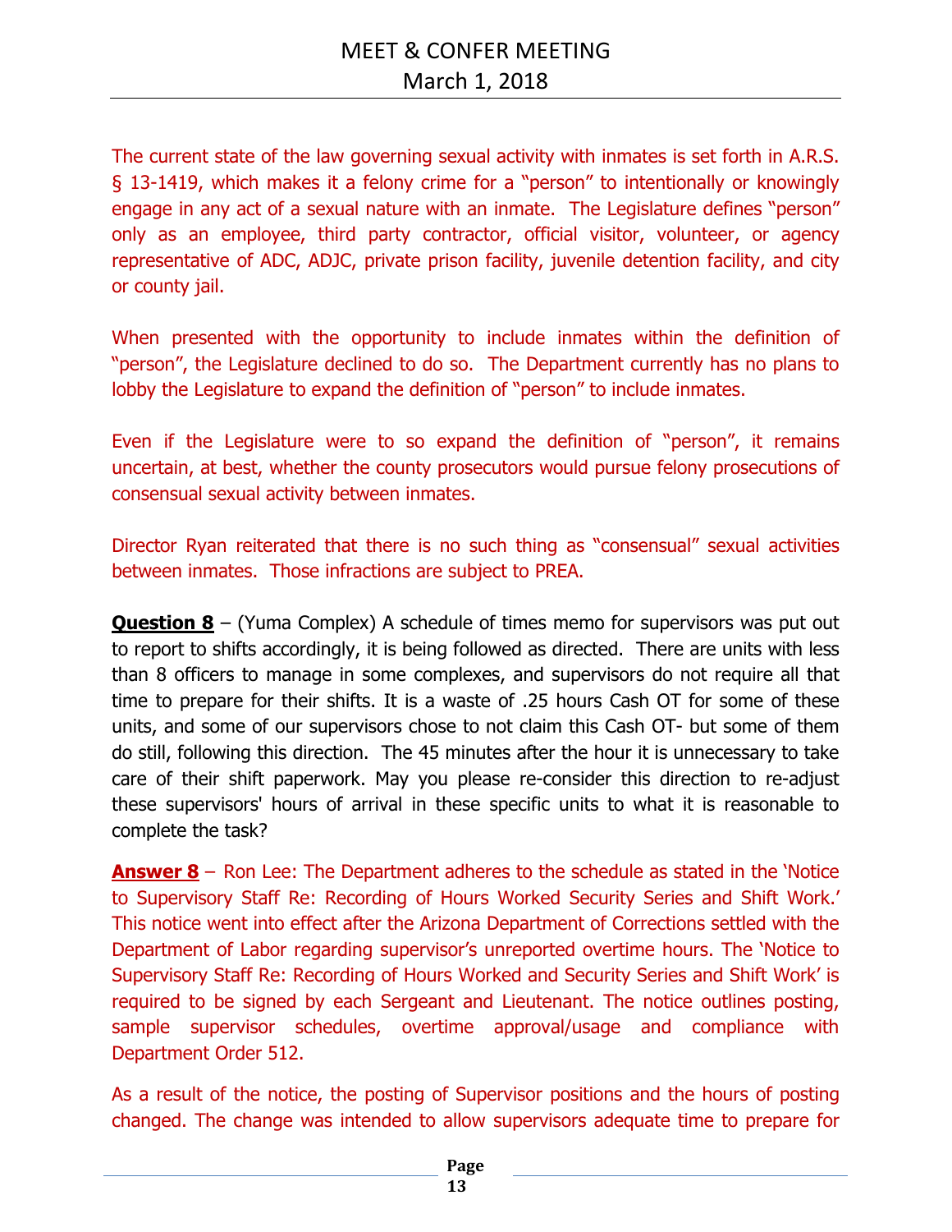The current state of the law governing sexual activity with inmates is set forth in A.R.S. § 13-1419, which makes it a felony crime for a "person" to intentionally or knowingly engage in any act of a sexual nature with an inmate. The Legislature defines "person" only as an employee, third party contractor, official visitor, volunteer, or agency representative of ADC, ADJC, private prison facility, juvenile detention facility, and city or county jail.

When presented with the opportunity to include inmates within the definition of "person", the Legislature declined to do so. The Department currently has no plans to lobby the Legislature to expand the definition of "person" to include inmates.

Even if the Legislature were to so expand the definition of "person", it remains uncertain, at best, whether the county prosecutors would pursue felony prosecutions of consensual sexual activity between inmates.

Director Ryan reiterated that there is no such thing as "consensual" sexual activities between inmates. Those infractions are subject to PREA.

**<u>Question 8</u>** – (Yuma Complex) A schedule of times memo for supervisors was put out to report to shifts accordingly, it is being followed as directed. There are units with less than 8 officers to manage in some complexes, and supervisors do not require all that time to prepare for their shifts. It is a waste of .25 hours Cash OT for some of these units, and some of our supervisors chose to not claim this Cash OT- but some of them do still, following this direction. The 45 minutes after the hour it is unnecessary to take care of their shift paperwork. May you please re-consider this direction to re-adjust these supervisors' hours of arrival in these specific units to what it is reasonable to complete the task?

**<u>Answer 8</u>** – Ron Lee: The Department adheres to the schedule as stated in the 'Notice to Supervisory Staff Re: Recording of Hours Worked Security Series and Shift Work.' This notice went into effect after the Arizona Department of Corrections settled with the Department of Labor regarding supervisor's unreported overtime hours. The 'Notice to Supervisory Staff Re: Recording of Hours Worked and Security Series and Shift Work' is required to be signed by each Sergeant and Lieutenant. The notice outlines posting, sample supervisor schedules, overtime approval/usage and compliance with Department Order 512.

As a result of the notice, the posting of Supervisor positions and the hours of posting changed. The change was intended to allow supervisors adequate time to prepare for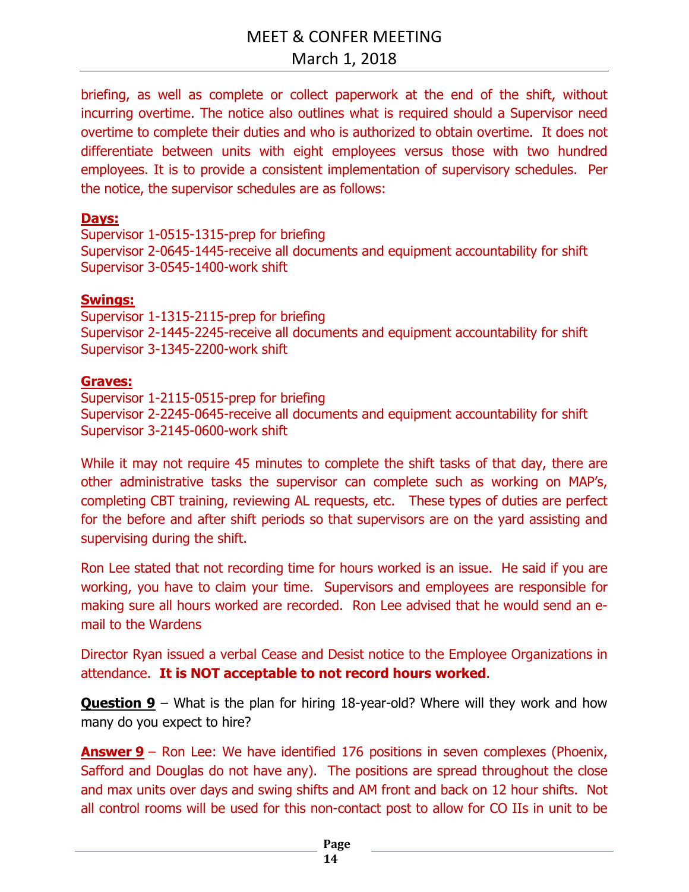briefing, as well as complete or collect paperwork at the end of the shift, without incurring overtime. The notice also outlines what is required should a Supervisor need overtime to complete their duties and who is authorized to obtain overtime. It does not differentiate between units with eight employees versus those with two hundred employees. It is to provide a consistent implementation of supervisory schedules. Per the notice, the supervisor schedules are as follows:

**Days:**
Supervisor 1-0515-1315-prep for briefing
Supervisor 2-0645-1445-receive all documents and equipment accountability for shift
Supervisor 3-0545-1400-work shift

**Swings:**
Supervisor 1-1315-2115-prep for briefing
Supervisor 2-1445-2245-receive all documents and equipment accountability for shift
Supervisor 3-1345-2200-work shift

**Graves:**
Supervisor 1-2115-0515-prep for briefing
Supervisor 2-2245-0645-receive all documents and equipment accountability for shift
Supervisor 3-2145-0600-work shift

While it may not require 45 minutes to complete the shift tasks of that day, there are other administrative tasks the supervisor can complete such as working on MAP's, completing CBT training, reviewing AL requests, etc. These types of duties are perfect for the before and after shift periods so that supervisors are on the yard assisting and supervising during the shift.

Ron Lee stated that not recording time for hours worked is an issue. He said if you are working, you have to claim your time. Supervisors and employees are responsible for making sure all hours worked are recorded. Ron Lee advised that he would send an e-mail to the Wardens

Director Ryan issued a verbal Cease and Desist notice to the Employee Organizations in attendance. **It is NOT acceptable to not record hours worked**.

**Question 9** – What is the plan for hiring 18-year-old? Where will they work and how many do you expect to hire?

**Answer 9** – Ron Lee: We have identified 176 positions in seven complexes (Phoenix, Safford and Douglas do not have any). The positions are spread throughout the close and max units over days and swing shifts and AM front and back on 12 hour shifts. Not all control rooms will be used for this non-contact post to allow for CO IIs in unit to be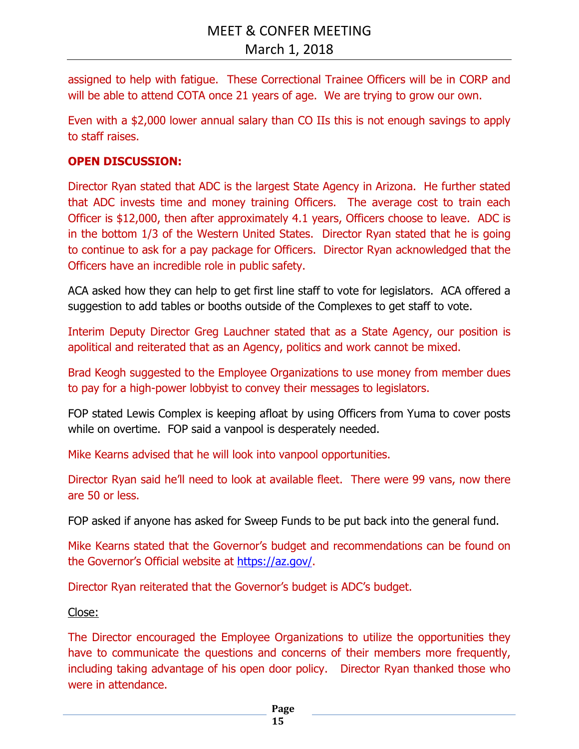assigned to help with fatigue. These Correctional Trainee Officers will be in CORP and will be able to attend COTA once 21 years of age. We are trying to grow our own.

Even with a $2,000 lower annual salary than CO IIs this is not enough savings to apply to staff raises.

**OPEN DISCUSSION:**

Director Ryan stated that ADC is the largest State Agency in Arizona. He further stated that ADC invests time and money training Officers. The average cost to train each Officer is $12,000, then after approximately 4.1 years, Officers choose to leave. ADC is in the bottom 1/3 of the Western United States. Director Ryan stated that he is going to continue to ask for a pay package for Officers. Director Ryan acknowledged that the Officers have an incredible role in public safety.

ACA asked how they can help to get first line staff to vote for legislators. ACA offered a suggestion to add tables or booths outside of the Complexes to get staff to vote.

Interim Deputy Director Greg Lauchner stated that as a State Agency, our position is apolitical and reiterated that as an Agency, politics and work cannot be mixed.

Brad Keogh suggested to the Employee Organizations to use money from member dues to pay for a high-power lobbyist to convey their messages to legislators.

FOP stated Lewis Complex is keeping afloat by using Officers from Yuma to cover posts while on overtime. FOP said a vanpool is desperately needed.

Mike Kearns advised that he will look into vanpool opportunities.

Director Ryan said he'll need to look at available fleet. There were 99 vans, now there are 50 or less.

FOP asked if anyone has asked for Sweep Funds to be put back into the general fund.

Mike Kearns stated that the Governor's budget and recommendations can be found on the Governor's Official website at https://az.gov/.

Director Ryan reiterated that the Governor's budget is ADC's budget.

Close:

The Director encouraged the Employee Organizations to utilize the opportunities they have to communicate the questions and concerns of their members more frequently, including taking advantage of his open door policy. Director Ryan thanked those who were in attendance.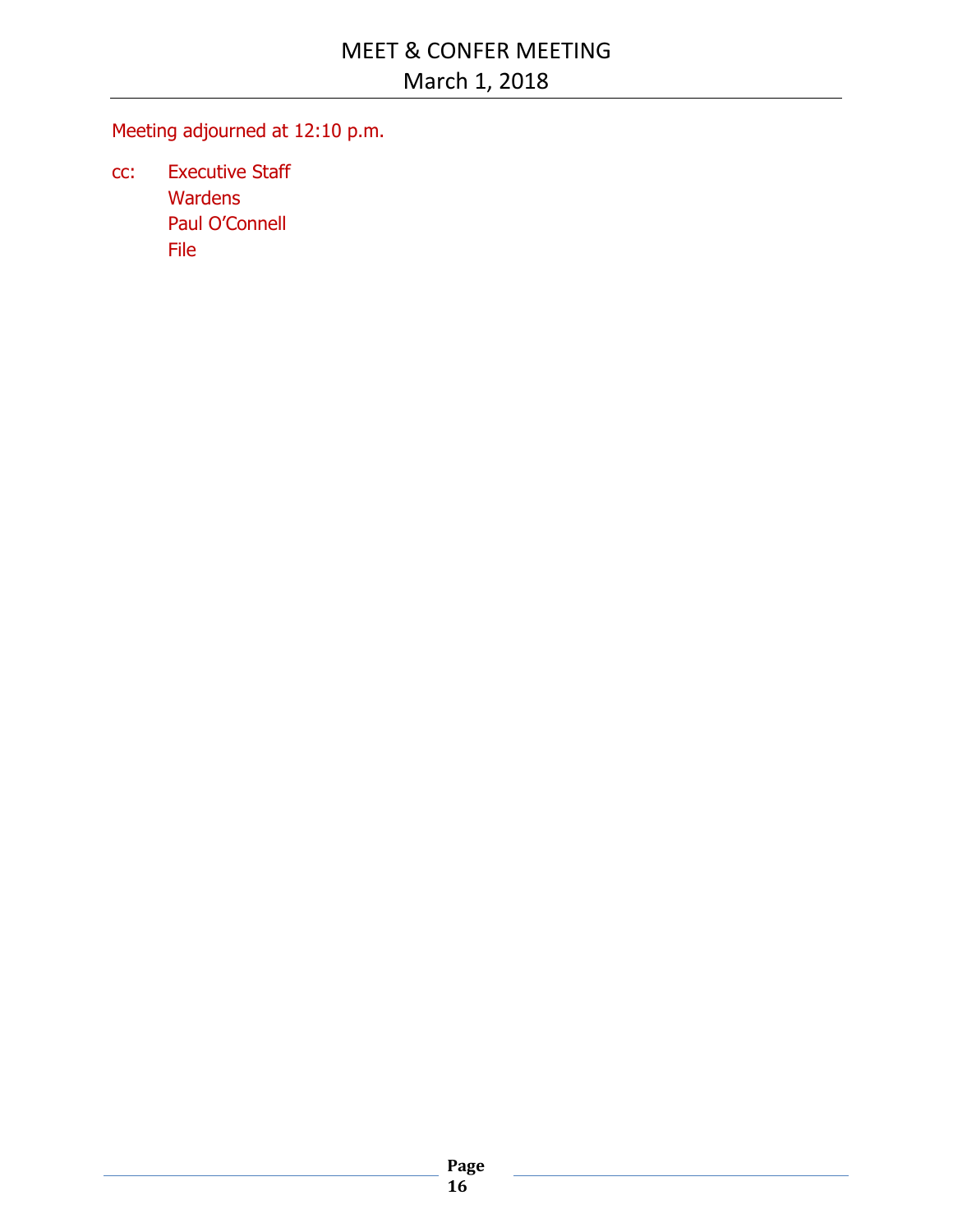Meeting adjourned at 12:10 p.m.

cc: Executive Staff
    Wardens
    Paul O'Connell
    File